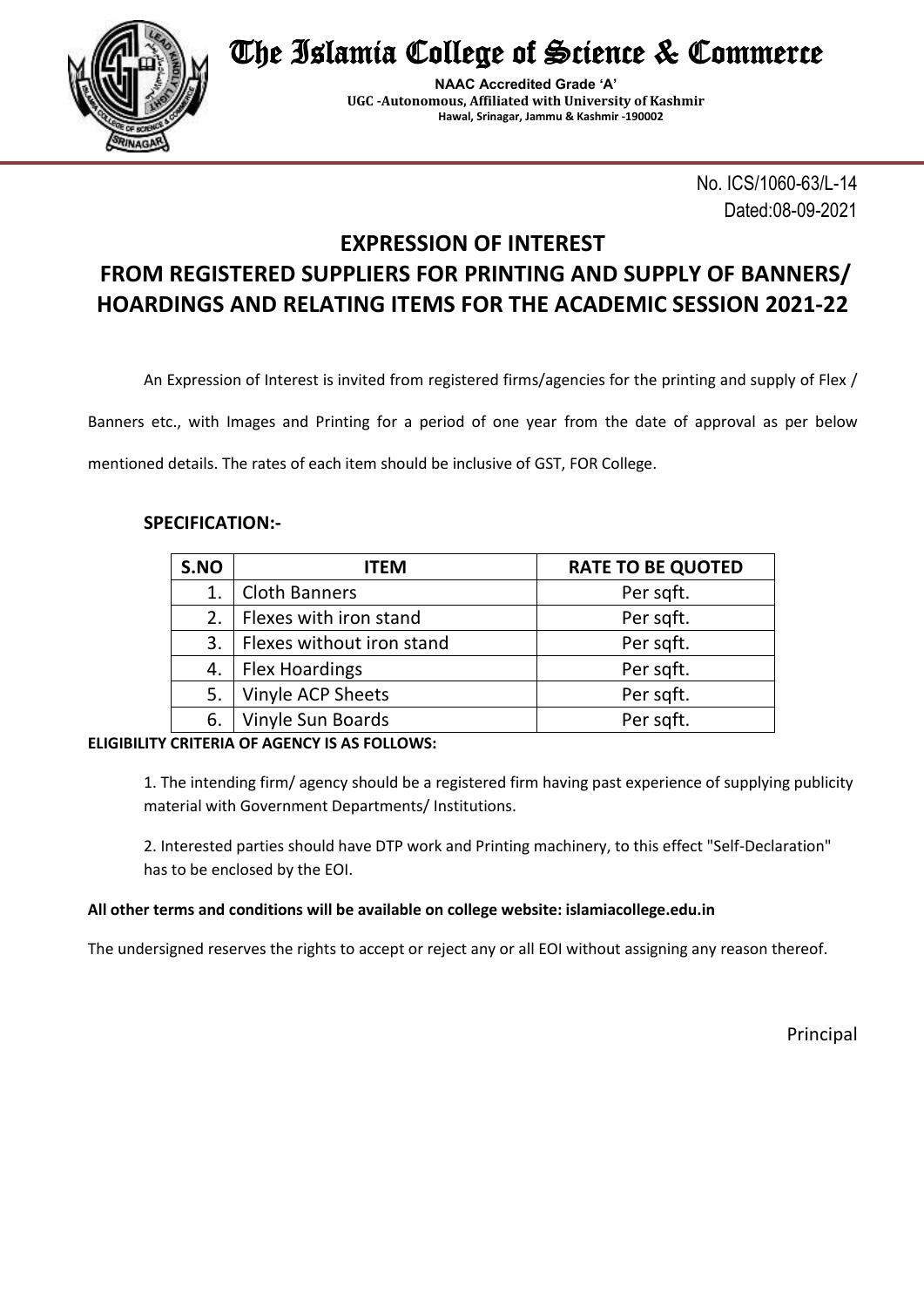# The Islamia College of Science & Commerce

**NAAC Accredited Grade 'A'**
**UGC -Autonomous, Affiliated with University of Kashmir**
**Hawal, Srinagar, Jammu & Kashmir -190002**

No. ICS/1060-63/L-14
Dated:08-09-2021

## EXPRESSION OF INTEREST
## FROM REGISTERED SUPPLIERS FOR PRINTING AND SUPPLY OF BANNERS/ HOARDINGS AND RELATING ITEMS FOR THE ACADEMIC SESSION 2021-22

An Expression of Interest is invited from registered firms/agencies for the printing and supply of Flex / Banners etc., with Images and Printing for a period of one year from the date of approval as per below mentioned details. The rates of each item should be inclusive of GST, FOR College.

### SPECIFICATION:-

| S.NO | ITEM | RATE TO BE QUOTED |
|---|---|---|
| 1. | Cloth Banners | Per sqft. |
| 2. | Flexes with iron stand | Per sqft. |
| 3. | Flexes without iron stand | Per sqft. |
| 4. | Flex Hoardings | Per sqft. |
| 5. | Vinyle ACP Sheets | Per sqft. |
| 6. | Vinyle Sun Boards | Per sqft. |

**ELIGIBILITY CRITERIA OF AGENCY IS AS FOLLOWS:**

1. The intending firm/ agency should be a registered firm having past experience of supplying publicity material with Government Departments/ Institutions.

2. Interested parties should have DTP work and Printing machinery, to this effect "Self-Declaration" has to be enclosed by the EOI.

**All other terms and conditions will be available on college website: islamiacollege.edu.in**

The undersigned reserves the rights to accept or reject any or all EOI without assigning any reason thereof.

Principal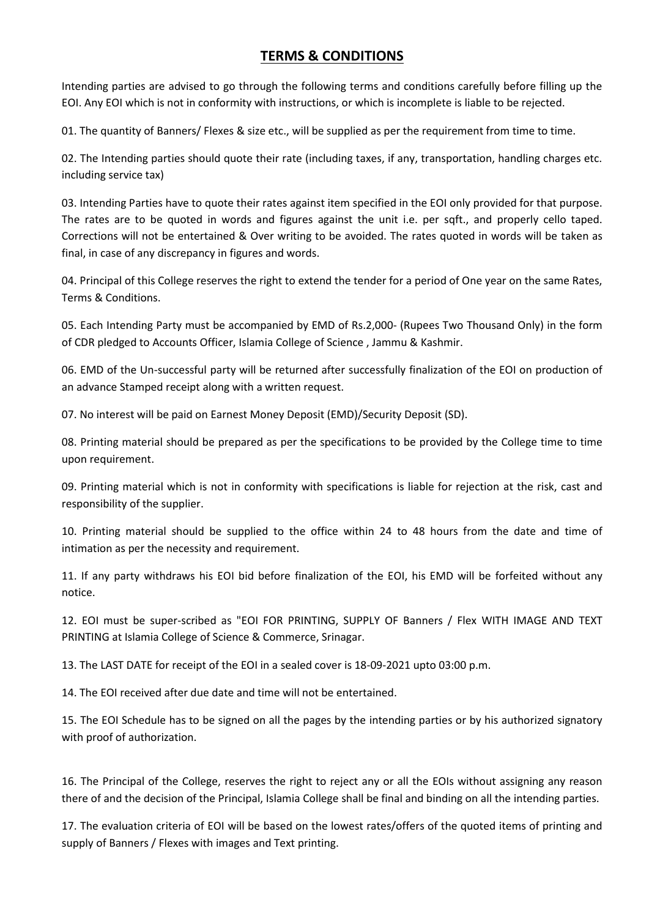## TERMS & CONDITIONS

Intending parties are advised to go through the following terms and conditions carefully before filling up the EOI. Any EOI which is not in conformity with instructions, or which is incomplete is liable to be rejected.

01. The quantity of Banners/ Flexes & size etc., will be supplied as per the requirement from time to time.

02. The Intending parties should quote their rate (including taxes, if any, transportation, handling charges etc. including service tax)

03. Intending Parties have to quote their rates against item specified in the EOI only provided for that purpose. The rates are to be quoted in words and figures against the unit i.e. per sqft., and properly cello taped. Corrections will not be entertained & Over writing to be avoided. The rates quoted in words will be taken as final, in case of any discrepancy in figures and words.

04. Principal of this College reserves the right to extend the tender for a period of One year on the same Rates, Terms & Conditions.

05. Each Intending Party must be accompanied by EMD of Rs.2,000- (Rupees Two Thousand Only) in the form of CDR pledged to Accounts Officer, Islamia College of Science , Jammu & Kashmir.

06. EMD of the Un-successful party will be returned after successfully finalization of the EOI on production of an advance Stamped receipt along with a written request.

07. No interest will be paid on Earnest Money Deposit (EMD)/Security Deposit (SD).

08. Printing material should be prepared as per the specifications to be provided by the College time to time upon requirement.

09. Printing material which is not in conformity with specifications is liable for rejection at the risk, cast and responsibility of the supplier.

10. Printing material should be supplied to the office within 24 to 48 hours from the date and time of intimation as per the necessity and requirement.

11. If any party withdraws his EOI bid before finalization of the EOI, his EMD will be forfeited without any notice.

12. EOI must be super-scribed as "EOI FOR PRINTING, SUPPLY OF Banners / Flex WITH IMAGE AND TEXT PRINTING at Islamia College of Science & Commerce, Srinagar.

13. The LAST DATE for receipt of the EOI in a sealed cover is 18-09-2021 upto 03:00 p.m.

14. The EOI received after due date and time will not be entertained.

15. The EOI Schedule has to be signed on all the pages by the intending parties or by his authorized signatory with proof of authorization.

16. The Principal of the College, reserves the right to reject any or all the EOIs without assigning any reason there of and the decision of the Principal, Islamia College shall be final and binding on all the intending parties.

17. The evaluation criteria of EOI will be based on the lowest rates/offers of the quoted items of printing and supply of Banners / Flexes with images and Text printing.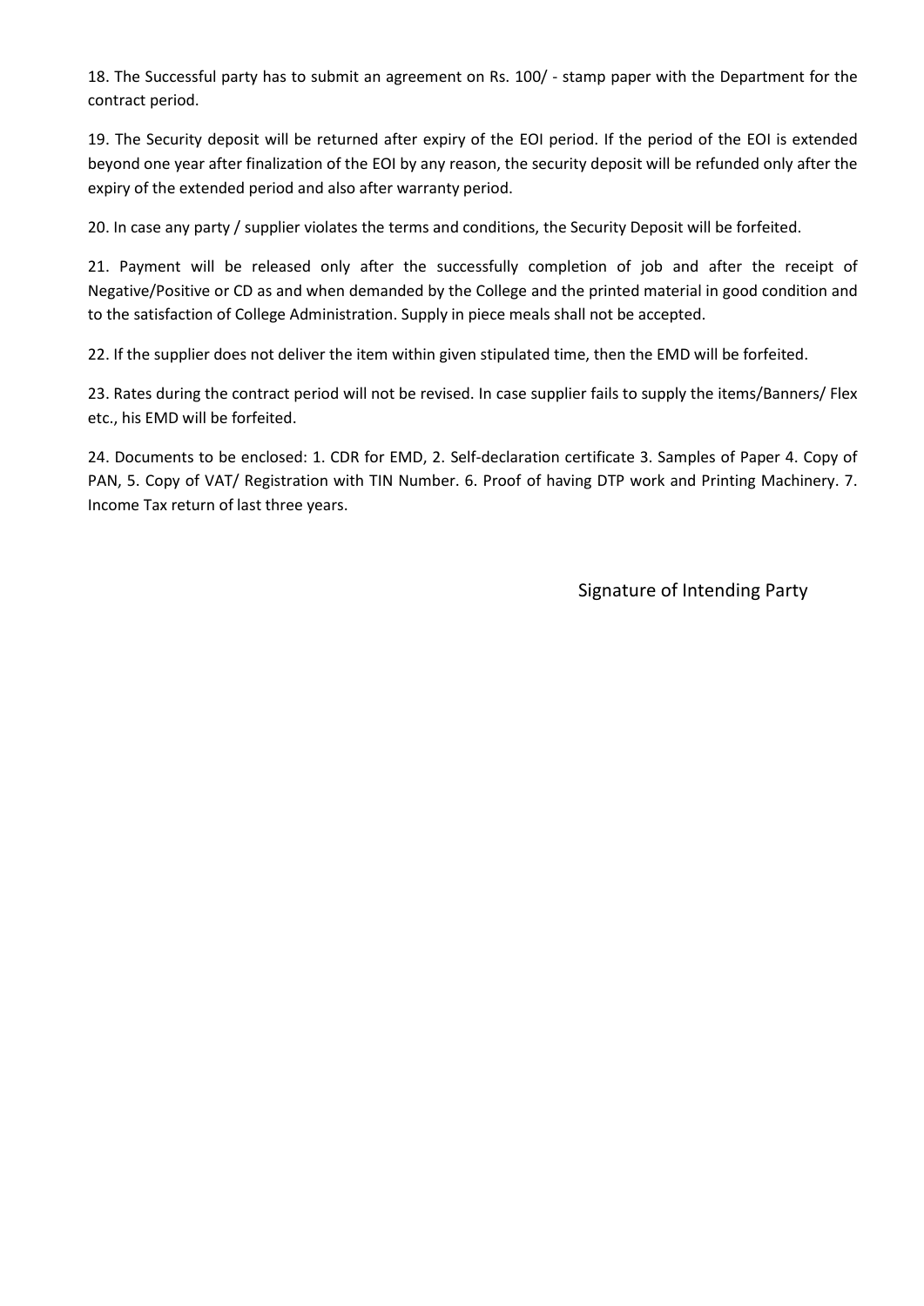18. The Successful party has to submit an agreement on Rs. 100/ - stamp paper with the Department for the contract period.

19. The Security deposit will be returned after expiry of the EOI period. If the period of the EOI is extended beyond one year after finalization of the EOI by any reason, the security deposit will be refunded only after the expiry of the extended period and also after warranty period.

20. In case any party / supplier violates the terms and conditions, the Security Deposit will be forfeited.

21. Payment will be released only after the successfully completion of job and after the receipt of Negative/Positive or CD as and when demanded by the College and the printed material in good condition and to the satisfaction of College Administration. Supply in piece meals shall not be accepted.

22. If the supplier does not deliver the item within given stipulated time, then the EMD will be forfeited.

23. Rates during the contract period will not be revised. In case supplier fails to supply the items/Banners/ Flex etc., his EMD will be forfeited.

24. Documents to be enclosed: 1. CDR for EMD, 2. Self-declaration certificate 3. Samples of Paper 4. Copy of PAN, 5. Copy of VAT/ Registration with TIN Number. 6. Proof of having DTP work and Printing Machinery. 7. Income Tax return of last three years.

Signature of Intending Party